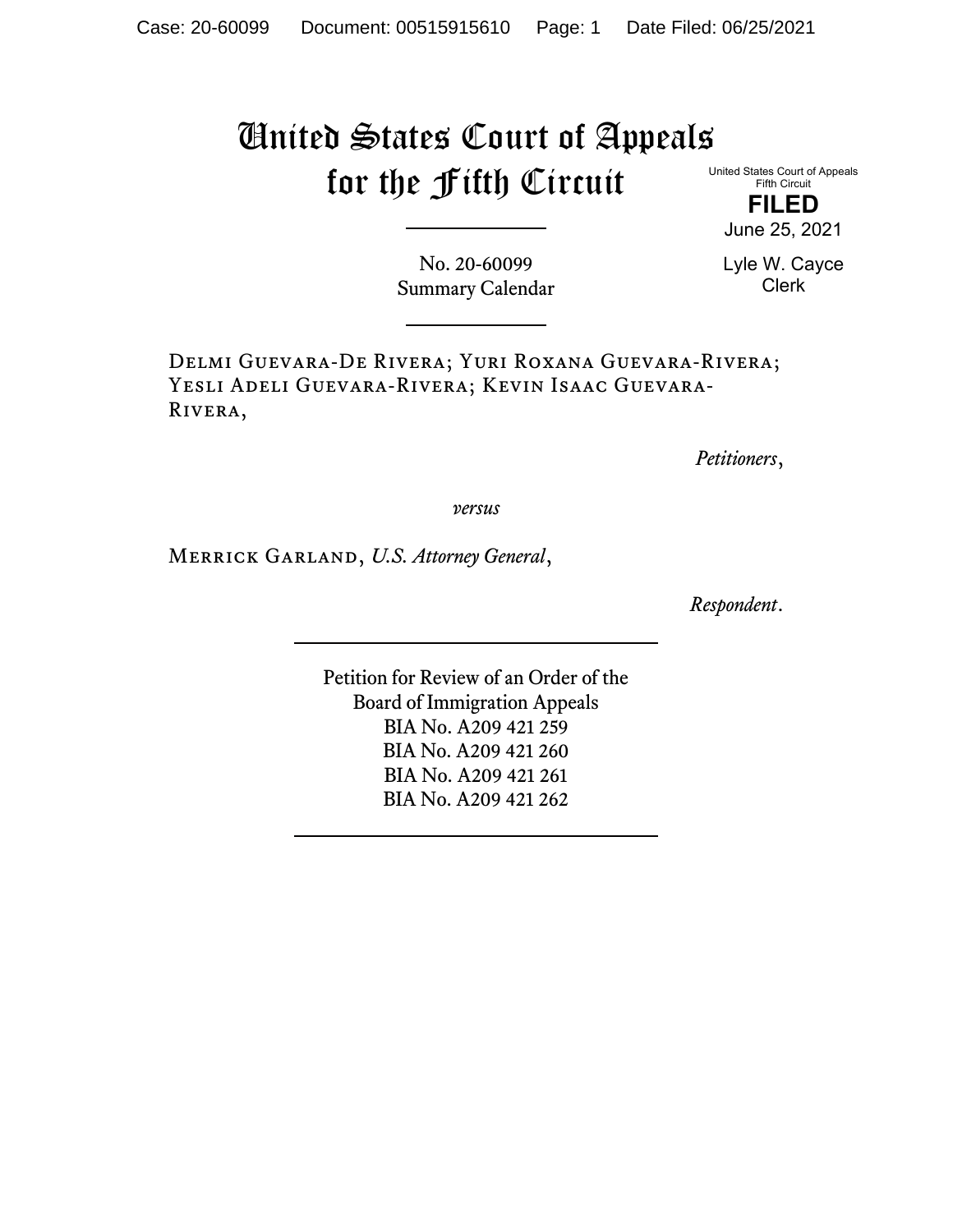# United States Court of Appeals for the Fifth Circuit

United States Court of Appeals
Fifth Circuit

**FILED**

June 25, 2021

Lyle W. Cayce
Clerk

No. 20-60099
Summary Calendar

Delmi Guevara-De Rivera; Yuri Roxana Guevara-Rivera; Yesli Adeli Guevara-Rivera; Kevin Isaac Guevara-Rivera,

*Petitioners*,

*versus*

Merrick Garland, *U.S. Attorney General*,

*Respondent*.

Petition for Review of an Order of the
Board of Immigration Appeals
BIA No. A209 421 259
BIA No. A209 421 260
BIA No. A209 421 261
BIA No. A209 421 262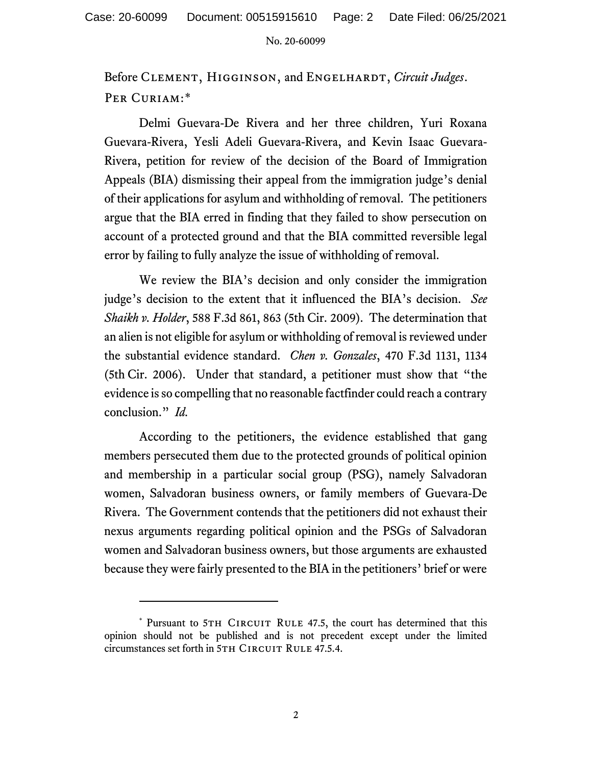Before Clement, Higginson, and Engelhardt, *Circuit Judges*.
Per Curiam:*

Delmi Guevara-De Rivera and her three children, Yuri Roxana Guevara-Rivera, Yesli Adeli Guevara-Rivera, and Kevin Isaac Guevara-Rivera, petition for review of the decision of the Board of Immigration Appeals (BIA) dismissing their appeal from the immigration judge's denial of their applications for asylum and withholding of removal. The petitioners argue that the BIA erred in finding that they failed to show persecution on account of a protected ground and that the BIA committed reversible legal error by failing to fully analyze the issue of withholding of removal.

We review the BIA's decision and only consider the immigration judge's decision to the extent that it influenced the BIA's decision. *See Shaikh v. Holder*, 588 F.3d 861, 863 (5th Cir. 2009). The determination that an alien is not eligible for asylum or withholding of removal is reviewed under the substantial evidence standard. *Chen v. Gonzales*, 470 F.3d 1131, 1134 (5th Cir. 2006). Under that standard, a petitioner must show that "the evidence is so compelling that no reasonable factfinder could reach a contrary conclusion." *Id.*

According to the petitioners, the evidence established that gang members persecuted them due to the protected grounds of political opinion and membership in a particular social group (PSG), namely Salvadoran women, Salvadoran business owners, or family members of Guevara-De Rivera. The Government contends that the petitioners did not exhaust their nexus arguments regarding political opinion and the PSGs of Salvadoran women and Salvadoran business owners, but those arguments are exhausted because they were fairly presented to the BIA in the petitioners' brief or were

---

* Pursuant to 5th Circuit Rule 47.5, the court has determined that this opinion should not be published and is not precedent except under the limited circumstances set forth in 5th Circuit Rule 47.5.4.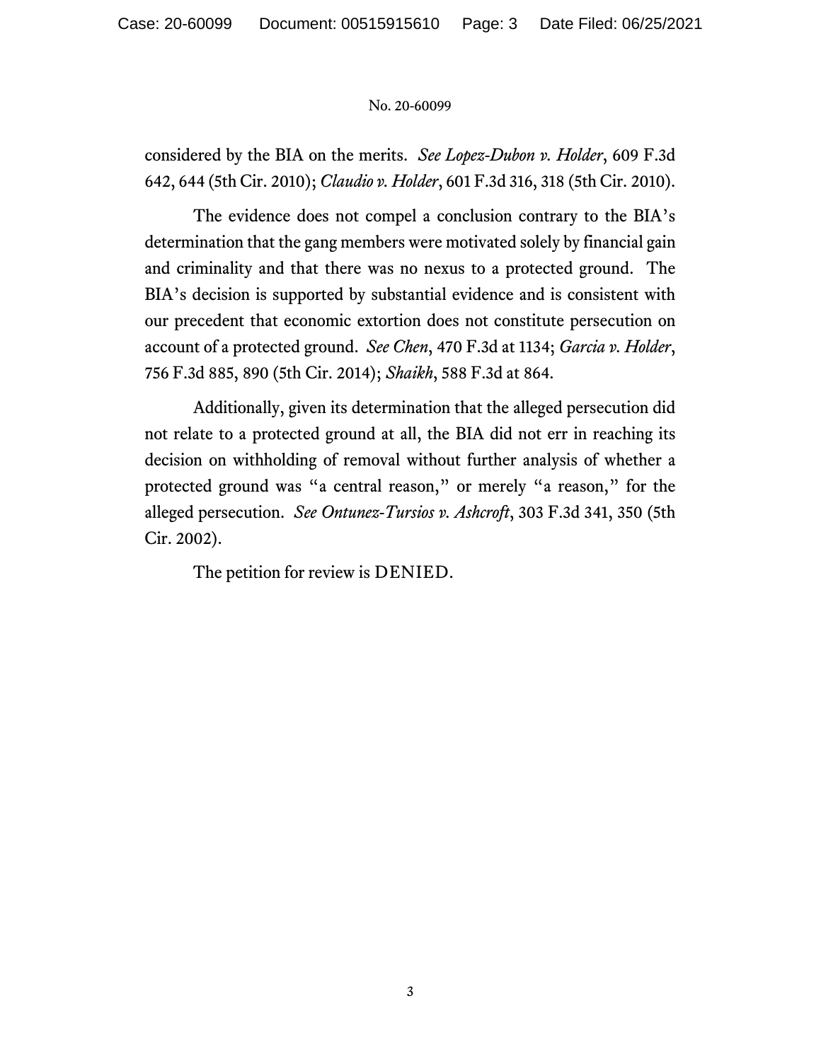considered by the BIA on the merits. *See Lopez-Dubon v. Holder*, 609 F.3d 642, 644 (5th Cir. 2010); *Claudio v. Holder*, 601 F.3d 316, 318 (5th Cir. 2010).

The evidence does not compel a conclusion contrary to the BIA's determination that the gang members were motivated solely by financial gain and criminality and that there was no nexus to a protected ground. The BIA's decision is supported by substantial evidence and is consistent with our precedent that economic extortion does not constitute persecution on account of a protected ground. *See Chen*, 470 F.3d at 1134; *Garcia v. Holder*, 756 F.3d 885, 890 (5th Cir. 2014); *Shaikh*, 588 F.3d at 864.

Additionally, given its determination that the alleged persecution did not relate to a protected ground at all, the BIA did not err in reaching its decision on withholding of removal without further analysis of whether a protected ground was "a central reason," or merely "a reason," for the alleged persecution. *See Ontunez-Tursios v. Ashcroft*, 303 F.3d 341, 350 (5th Cir. 2002).

The petition for review is DENIED.